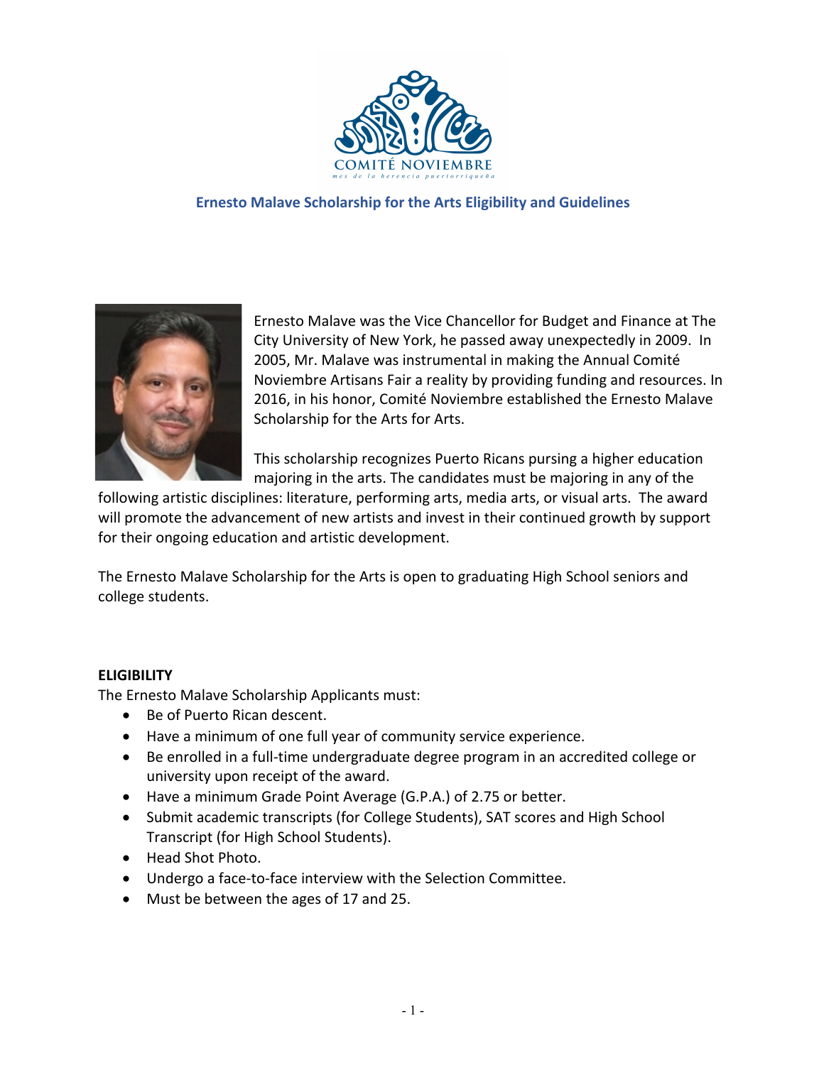COMITÉ NOVIEMBRE
mes de la herencia puertorriqueña

## Ernesto Malave Scholarship for the Arts Eligibility and Guidelines

Ernesto Malave was the Vice Chancellor for Budget and Finance at The City University of New York, he passed away unexpectedly in 2009. In 2005, Mr. Malave was instrumental in making the Annual Comité Noviembre Artisans Fair a reality by providing funding and resources. In 2016, in his honor, Comité Noviembre established the Ernesto Malave Scholarship for the Arts for Arts.

This scholarship recognizes Puerto Ricans pursing a higher education majoring in the arts. The candidates must be majoring in any of the following artistic disciplines: literature, performing arts, media arts, or visual arts. The award will promote the advancement of new artists and invest in their continued growth by support for their ongoing education and artistic development.

The Ernesto Malave Scholarship for the Arts is open to graduating High School seniors and college students.

### ELIGIBILITY

The Ernesto Malave Scholarship Applicants must:

- Be of Puerto Rican descent.
- Have a minimum of one full year of community service experience.
- Be enrolled in a full-time undergraduate degree program in an accredited college or university upon receipt of the award.
- Have a minimum Grade Point Average (G.P.A.) of 2.75 or better.
- Submit academic transcripts (for College Students), SAT scores and High School Transcript (for High School Students).
- Head Shot Photo.
- Undergo a face-to-face interview with the Selection Committee.
- Must be between the ages of 17 and 25.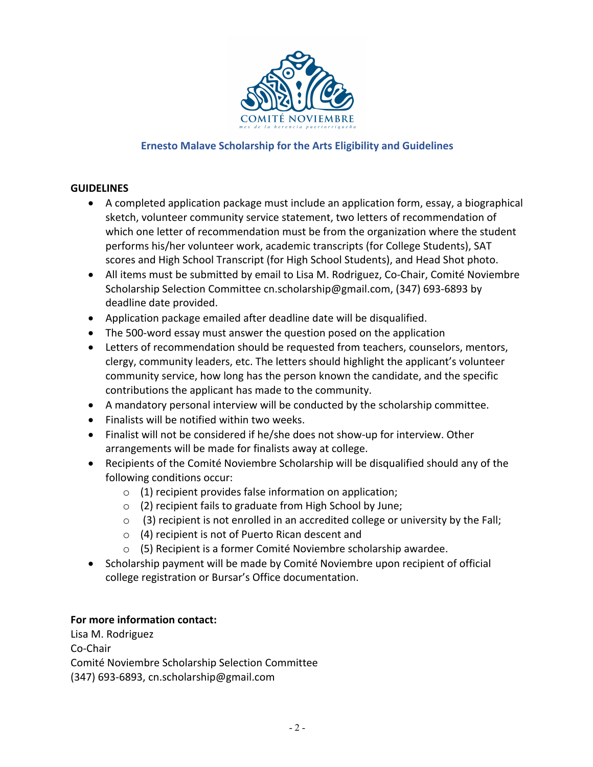COMITÉ NOVIEMBRE

*mes de la herencia puertorriqueña*

## Ernesto Malave Scholarship for the Arts Eligibility and Guidelines

**GUIDELINES**

- A completed application package must include an application form, essay, a biographical sketch, volunteer community service statement, two letters of recommendation of which one letter of recommendation must be from the organization where the student performs his/her volunteer work, academic transcripts (for College Students), SAT scores and High School Transcript (for High School Students), and Head Shot photo.
- All items must be submitted by email to Lisa M. Rodriguez, Co-Chair, Comité Noviembre Scholarship Selection Committee cn.scholarship@gmail.com, (347) 693-6893 by deadline date provided.
- Application package emailed after deadline date will be disqualified.
- The 500-word essay must answer the question posed on the application
- Letters of recommendation should be requested from teachers, counselors, mentors, clergy, community leaders, etc. The letters should highlight the applicant's volunteer community service, how long has the person known the candidate, and the specific contributions the applicant has made to the community.
- A mandatory personal interview will be conducted by the scholarship committee.
- Finalists will be notified within two weeks.
- Finalist will not be considered if he/she does not show-up for interview. Other arrangements will be made for finalists away at college.
- Recipients of the Comité Noviembre Scholarship will be disqualified should any of the following conditions occur:
  - (1) recipient provides false information on application;
  - (2) recipient fails to graduate from High School by June;
  - (3) recipient is not enrolled in an accredited college or university by the Fall;
  - (4) recipient is not of Puerto Rican descent and
  - (5) Recipient is a former Comité Noviembre scholarship awardee.
- Scholarship payment will be made by Comité Noviembre upon recipient of official college registration or Bursar's Office documentation.

**For more information contact:**

Lisa M. Rodriguez

Co-Chair

Comité Noviembre Scholarship Selection Committee

(347) 693-6893, cn.scholarship@gmail.com